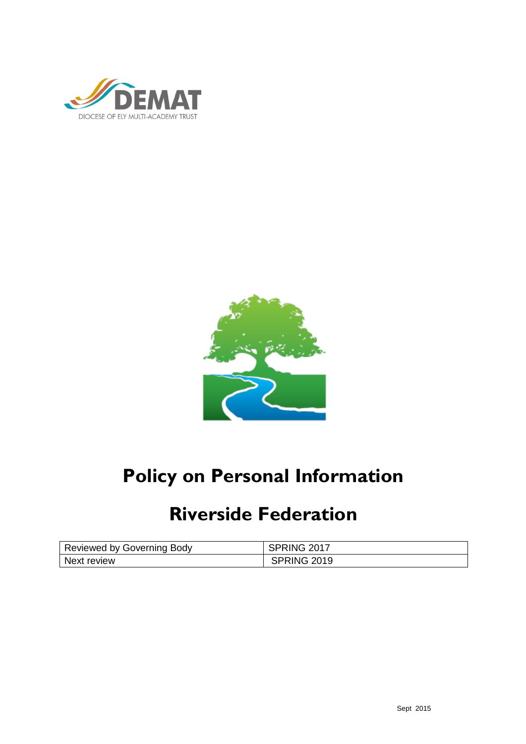DEMAT

DIOCESE OF ELY MULTI-ACADEMY TRUST

# Policy on Personal Information

# Riverside Federation

| Reviewed by Governing Body | SPRING 2017 |
|---|---|
| Next review | SPRING 2019 |

Sept 2015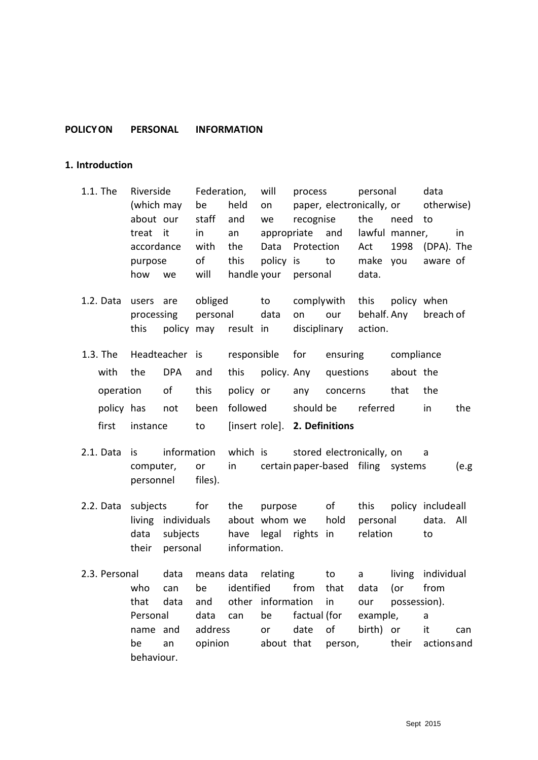**POLICY ON PERSONAL INFORMATION**

**1. Introduction**

1.1. The Riverside Federation, will process personal data (which may be held on paper, electronically, or otherwise) about our staff and we recognise the need to treat it in an appropriate and lawful manner, in accordance with the Data Protection Act 1998 (DPA). The purpose of this policy is to make you aware of how we will handle your personal data.

1.2. Data users are obliged to comply with this policy when processing personal data on our behalf. Any breach of this policy may result in disciplinary action.

1.3. The Headteacher is responsible for ensuring compliance with the DPA and this policy. Any questions about the operation of this policy or any concerns that the policy has not been followed should be referred in the first instance to [insert role].

**2. Definitions**

2.1. Data is information which is stored electronically, on a computer, or in certain paper-based filing systems (e.g personnel files).

2.2. Data subjects for the purpose of this policy include all living individuals about whom we hold personal data. All data subjects have legal rights in relation to their personal information.

2.3. Personal data means data relating to a living individual who can be identified from that data (or from that data and other information in our possession). Personal data can be factual (for example, a name and address or date of birth) or it can be an opinion about that person, their actions and behaviour.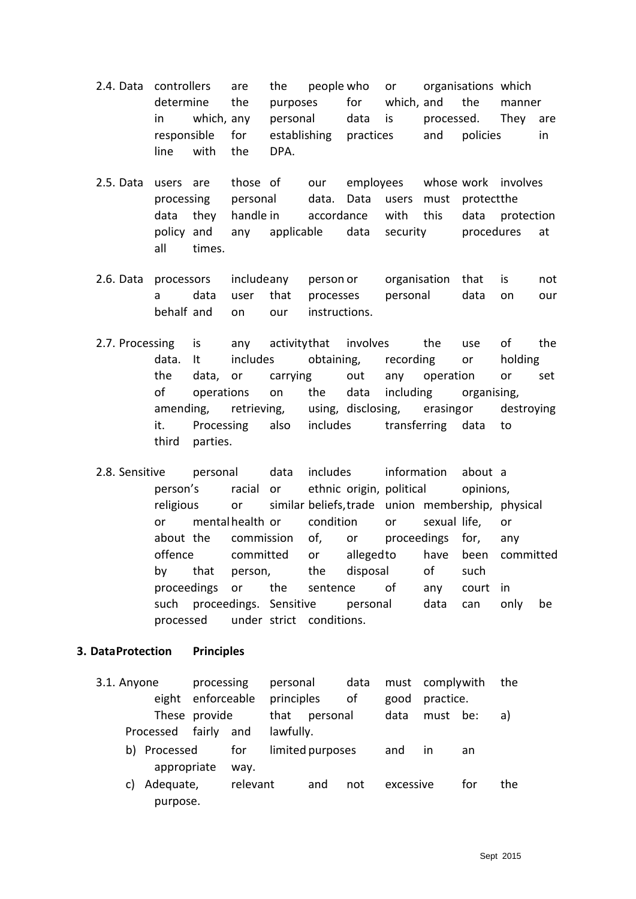2.4. Data controllers are the people who or organisations which determine the purposes for which, and the manner in which, any personal data is processed. They are responsible for establishing practices and policies in line with the DPA.

2.5. Data users are those of our employees whose work involves processing personal data. Data users must protect the data they handle in accordance with this data protection policy and any applicable data security procedures at all times.

2.6. Data processors include any person or organisation that is not a data user that processes personal data on our behalf and on our instructions.

2.7. Processing is any activity that involves the use of the data. It includes obtaining, recording or holding the data, or carrying out any operation or set of operations on the data including organising, amending, retrieving, using, disclosing, erasing or destroying it. Processing also includes transferring data to third parties.

2.8. Sensitive personal data includes information about a person's racial or ethnic origin, political opinions, religious or similar beliefs, trade union membership, physical or mental health or condition or sexual life, or about the commission of, or proceedings for, any offence committed or alleged to have been committed by that person, the disposal of such proceedings or the sentence of any court in such proceedings. Sensitive personal data can only be processed under strict conditions.

## 3. Data Protection Principles

3.1. Anyone processing personal data must comply with the eight enforceable principles of good practice. These provide that personal data must be:

a) Processed fairly and lawfully.

b) Processed for limited purposes and in an appropriate way.

c) Adequate, relevant and not excessive for the purpose.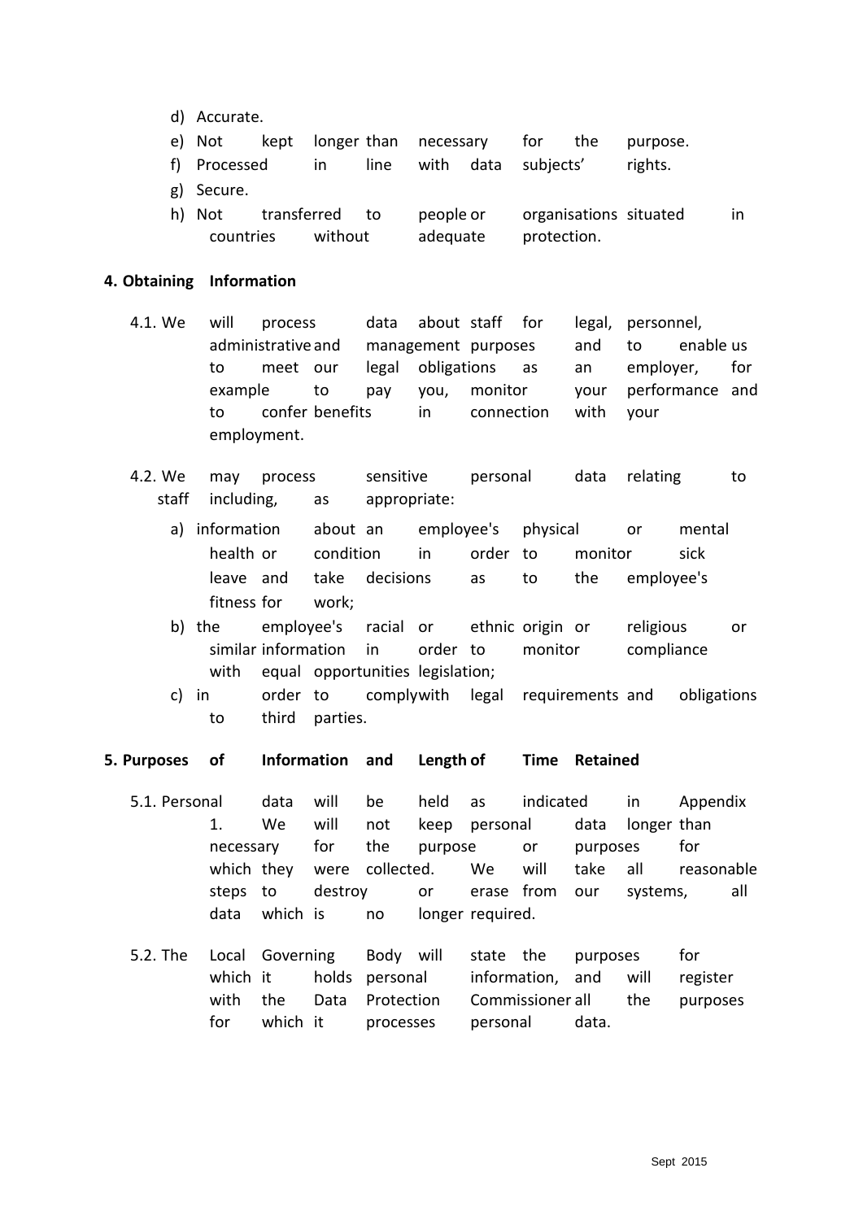d) Accurate.
e) Not kept longer than necessary for the purpose.
f) Processed in line with data subjects' rights.
g) Secure.
h) Not transferred to people or organisations situated in countries without adequate protection.

## 4. Obtaining Information

4.1. We will process data about staff for legal, personnel, administrative and management purposes and to enable us to meet our legal obligations as an employer, for example to pay you, monitor your performance and to confer benefits in connection with your employment.

4.2. We may process sensitive personal data relating to staff including, as appropriate:

a) information about an employee's physical or mental health or condition in order to monitor sick leave and take decisions as to the employee's fitness for work;
b) the employee's racial or ethnic origin or religious or similar information in order to monitor compliance with equal opportunities legislation;
c) in order to comply with legal requirements and obligations to third parties.

## 5. Purposes of Information and Length of Time Retained

5.1. Personal data will be held as indicated in Appendix 1. We will not keep personal data longer than necessary for the purpose or purposes for which they were collected. We will take all reasonable steps to destroy or erase from our systems, all data which is no longer required.

5.2. The Local Governing Body will state the purposes for which it holds personal information, and will register with the Data Protection Commissioner all the purposes for which it processes personal data.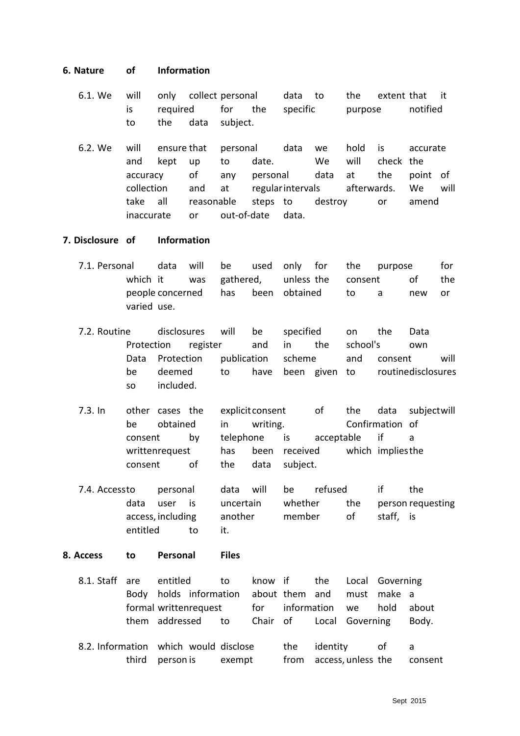## 6. Nature of Information

6.1. We will only collect personal data to the extent that it is required for the specific purpose notified to the data subject.

6.2. We will ensure that personal data we hold is accurate and kept up to date. We will check the accuracy of any personal data at the point of collection and at regular intervals afterwards. We will take all reasonable steps to destroy or amend inaccurate or out-of-date data.

## 7. Disclosure of Information

7.1. Personal data will be used only for the purpose for which it was gathered, unless the consent of the people concerned has been obtained to a new or varied use.

7.2. Routine disclosures will be specified on the Data Protection register and in the school's own Data Protection publication scheme and consent will be deemed to have been given to routine disclosures so included.

7.3. In other cases the explicit consent of the data subject will be obtained in writing. Confirmation of consent by telephone is acceptable if a written request has been received which implies the consent of the data subject.

7.4. Access to personal data will be refused if the data user is uncertain whether the person requesting access, including another member of staff, is entitled to it.

## 8. Access to Personal Files

8.1. Staff are entitled to know if the Local Governing Body holds information about them and must make a formal written request for information we hold about them addressed to Chair of Local Governing Body.

8.2. Information which would disclose the identity of a third person is exempt from access, unless the consent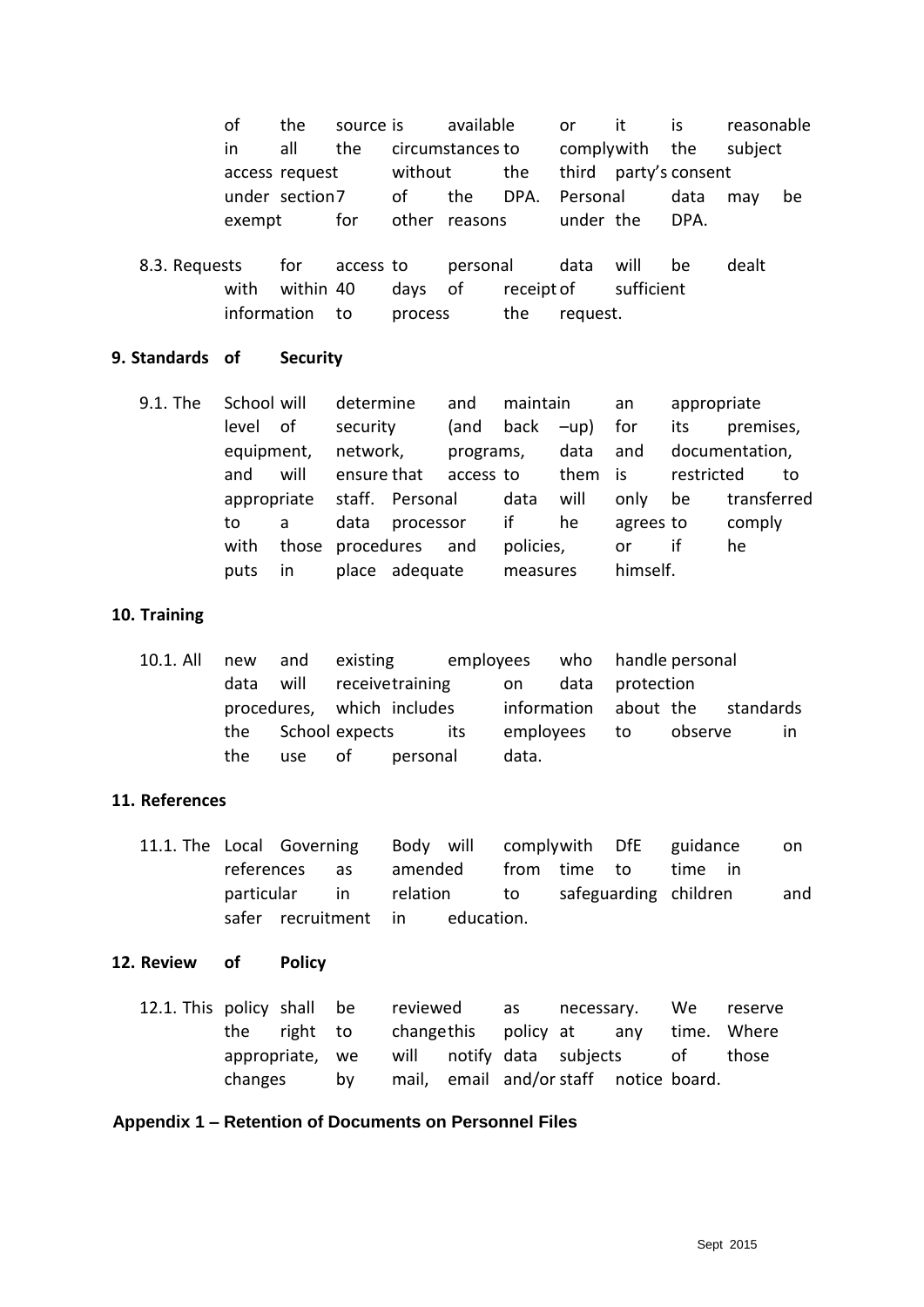of the source is available or it is reasonable in all the circumstances to comply with the subject access request without the third party's consent under section 7 of the DPA. Personal data may be exempt for other reasons under the DPA.

8.3. Requests for access to personal data will be dealt with within 40 days of receipt of sufficient information to process the request.

**9. Standards of Security**

9.1. The School will determine and maintain an appropriate level of security (and back –up) for its premises, equipment, network, programs, data and documentation, and will ensure that access to them is restricted to appropriate staff. Personal data will only be transferred to a data processor if he agrees to comply with those procedures and policies, or if he puts in place adequate measures himself.

**10. Training**

10.1. All new and existing employees who handle personal data will receive training on data protection procedures, which includes information about the standards the School expects its employees to observe in the use of personal data.

**11. References**

11.1. The Local Governing Body will comply with DfE guidance on references as amended from time to time in particular in relation to safeguarding children and safer recruitment in education.

**12. Review of Policy**

12.1. This policy shall be reviewed as necessary. We reserve the right to change this policy at any time. Where appropriate, we will notify data subjects of those changes by mail, email and/or staff notice board.

**Appendix 1 – Retention of Documents on Personnel Files**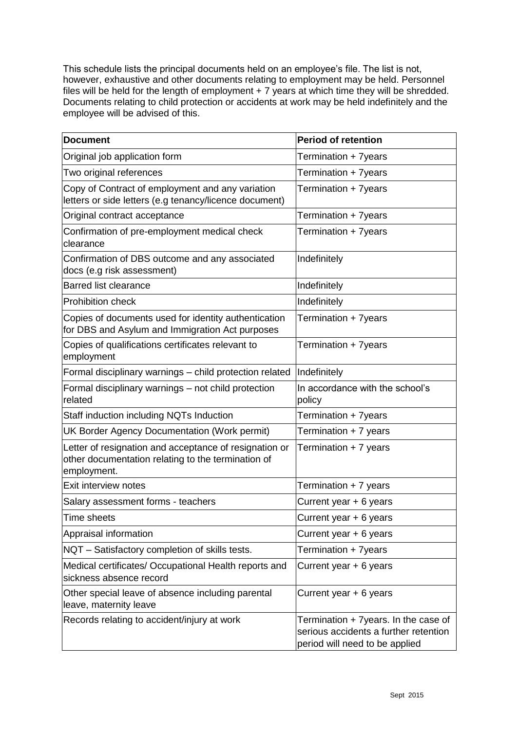This schedule lists the principal documents held on an employee's file. The list is not, however, exhaustive and other documents relating to employment may be held. Personnel files will be held for the length of employment + 7 years at which time they will be shredded. Documents relating to child protection or accidents at work may be held indefinitely and the employee will be advised of this.

| Document | Period of retention |
|---|---|
| Original job application form | Termination + 7years |
| Two original references | Termination + 7years |
| Copy of Contract of employment and any variation letters or side letters (e.g tenancy/licence document) | Termination + 7years |
| Original contract acceptance | Termination + 7years |
| Confirmation of pre-employment medical check clearance | Termination + 7years |
| Confirmation of DBS outcome and any associated docs (e.g risk assessment) | Indefinitely |
| Barred list clearance | Indefinitely |
| Prohibition check | Indefinitely |
| Copies of documents used for identity authentication for DBS and Asylum and Immigration Act purposes | Termination + 7years |
| Copies of qualifications certificates relevant to employment | Termination + 7years |
| Formal disciplinary warnings – child protection related | Indefinitely |
| Formal disciplinary warnings – not child protection related | In accordance with the school's policy |
| Staff induction including NQTs Induction | Termination + 7years |
| UK Border Agency Documentation (Work permit) | Termination + 7 years |
| Letter of resignation and acceptance of resignation or other documentation relating to the termination of employment. | Termination + 7 years |
| Exit interview notes | Termination + 7 years |
| Salary assessment forms - teachers | Current year + 6 years |
| Time sheets | Current year + 6 years |
| Appraisal information | Current year + 6 years |
| NQT – Satisfactory completion of skills tests. | Termination + 7years |
| Medical certificates/ Occupational Health reports and sickness absence record | Current year + 6 years |
| Other special leave of absence including parental leave, maternity leave | Current year + 6 years |
| Records relating to accident/injury at work | Termination + 7years. In the case of serious accidents a further retention period will need to be applied |

Sept 2015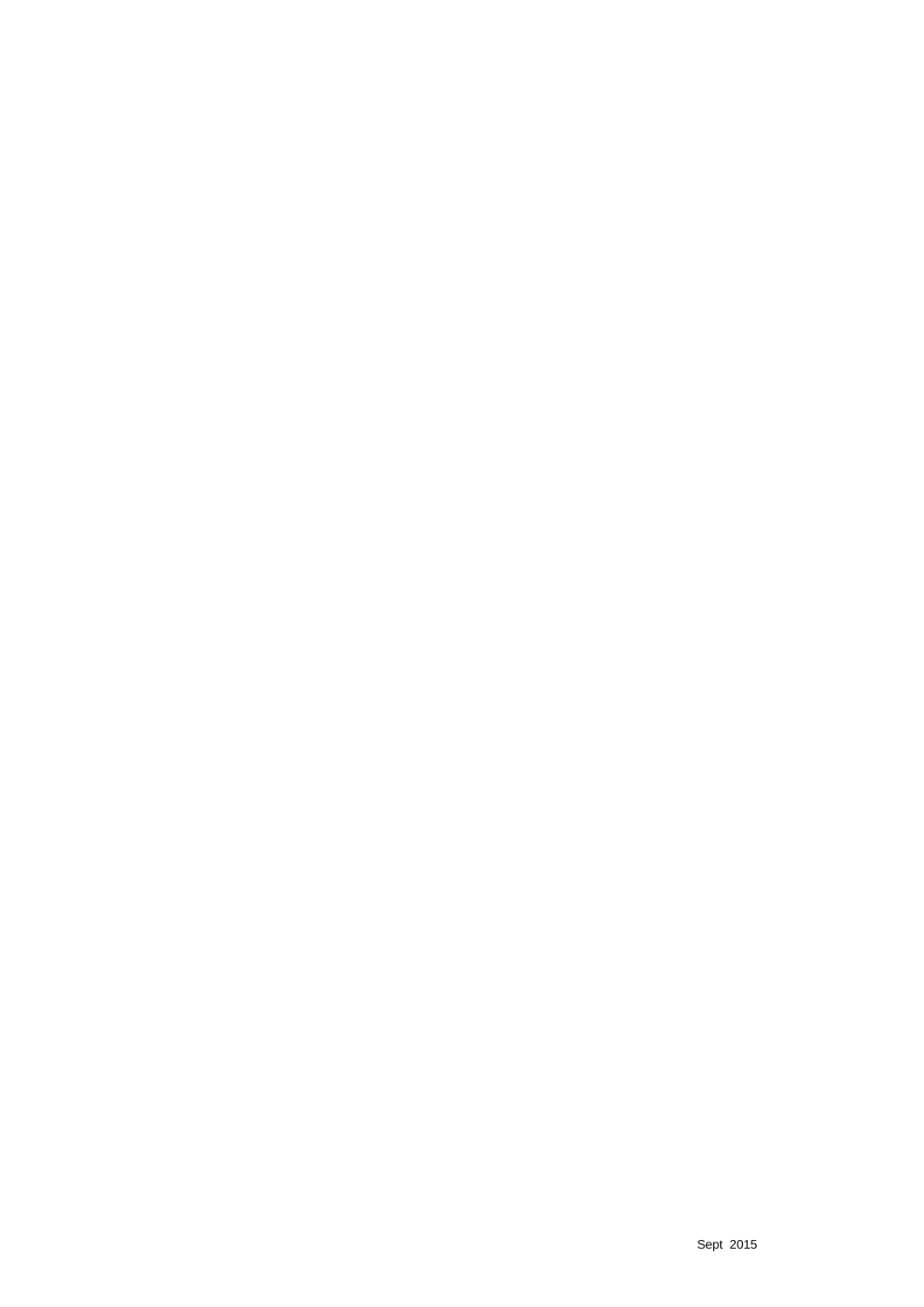Sept 2015